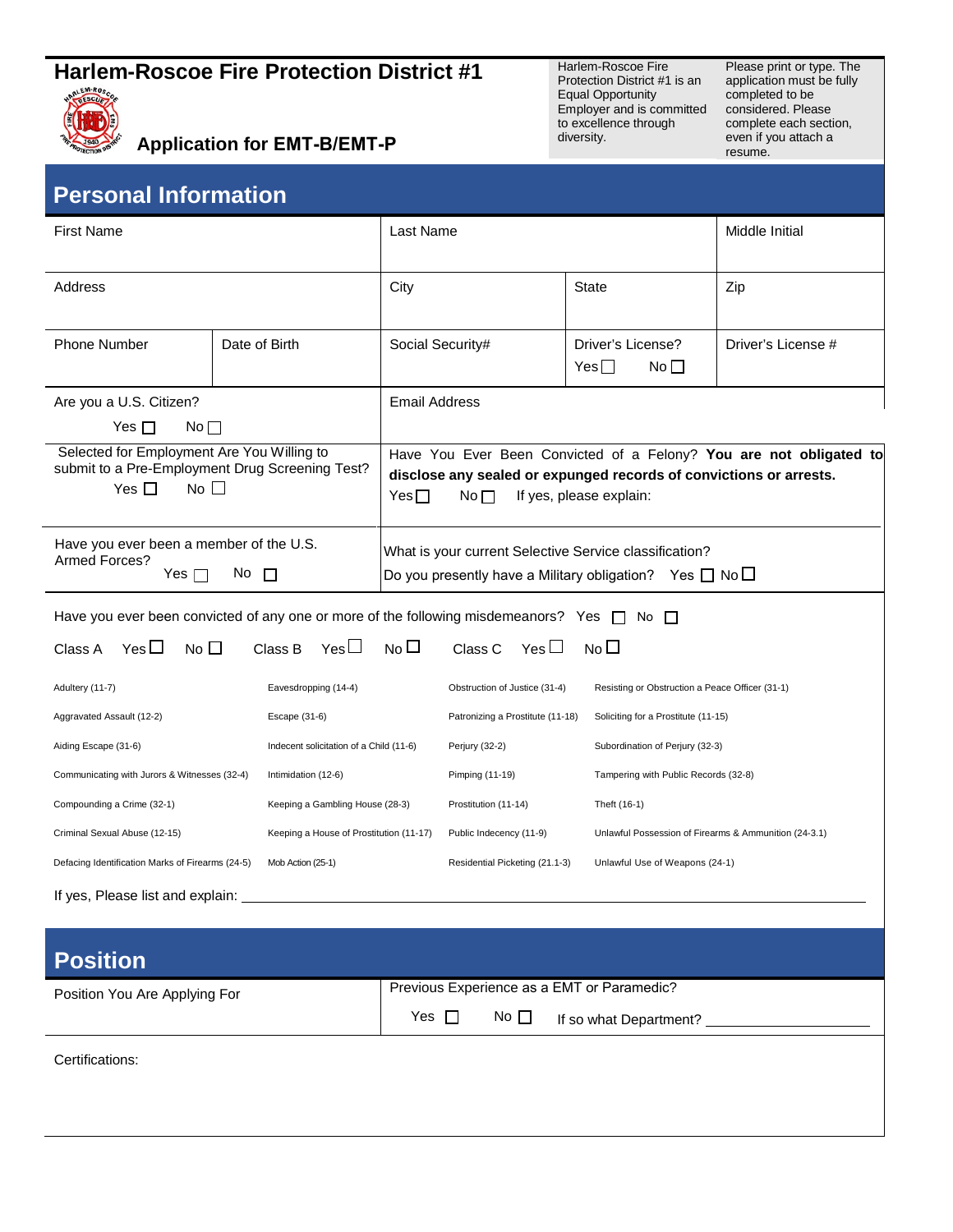# Harlem-Roscoe Fire Protection District #1

## Application for EMT-B/EMT-P

Harlem-Roscoe Fire Protection District #1 is an Equal Opportunity Employer and is committed to excellence through diversity.

Please print or type. The application must be fully completed to be considered. Please complete each section, even if you attach a resume.

## Personal Information

| First Name | | Last Name | | Middle Initial |
|---|---|---|---|---|
| Address | | City | State | Zip |
| Phone Number | Date of Birth | Social Security# | Driver's License? Yes ☐ No ☐ | Driver's License # |

Are you a U.S. Citizen? Yes ☐ No ☐

Email Address

Selected for Employment Are You Willing to submit to a Pre-Employment Drug Screening Test? Yes ☐ No ☐

Have You Ever Been Convicted of a Felony? **You are not obligated to disclose any sealed or expunged records of convictions or arrests.** Yes ☐ No ☐ If yes, please explain:

Have you ever been a member of the U.S. Armed Forces? Yes ☐ No ☐

What is your current Selective Service classification?

Do you presently have a Military obligation? Yes ☐ No ☐

Have you ever been convicted of any one or more of the following misdemeanors? Yes ☐ No ☐

Class A Yes ☐ No ☐ Class B Yes ☐ No ☐ Class C Yes ☐ No ☐

| | | | |
|---|---|---|---|
| Adultery (11-7) | Eavesdropping (14-4) | Obstruction of Justice (31-4) | Resisting or Obstruction a Peace Officer (31-1) |
| Aggravated Assault (12-2) | Escape (31-6) | Patronizing a Prostitute (11-18) | Soliciting for a Prostitute (11-15) |
| Aiding Escape (31-6) | Indecent solicitation of a Child (11-6) | Perjury (32-2) | Subordination of Perjury (32-3) |
| Communicating with Jurors & Witnesses (32-4) | Intimidation (12-6) | Pimping (11-19) | Tampering with Public Records (32-8) |
| Compounding a Crime (32-1) | Keeping a Gambling House (28-3) | Prostitution (11-14) | Theft (16-1) |
| Criminal Sexual Abuse (12-15) | Keeping a House of Prostitution (11-17) | Public Indecency (11-9) | Unlawful Possession of Firearms & Ammunition (24-3.1) |
| Defacing Identification Marks of Firearms (24-5) | Mob Action (25-1) | Residential Picketing (21.1-3) | Unlawful Use of Weapons (24-1) |

If yes, Please list and explain: ______________________________

## Position

Position You Are Applying For

Previous Experience as a EMT or Paramedic? Yes ☐ No ☐ If so what Department? ______________

Certifications: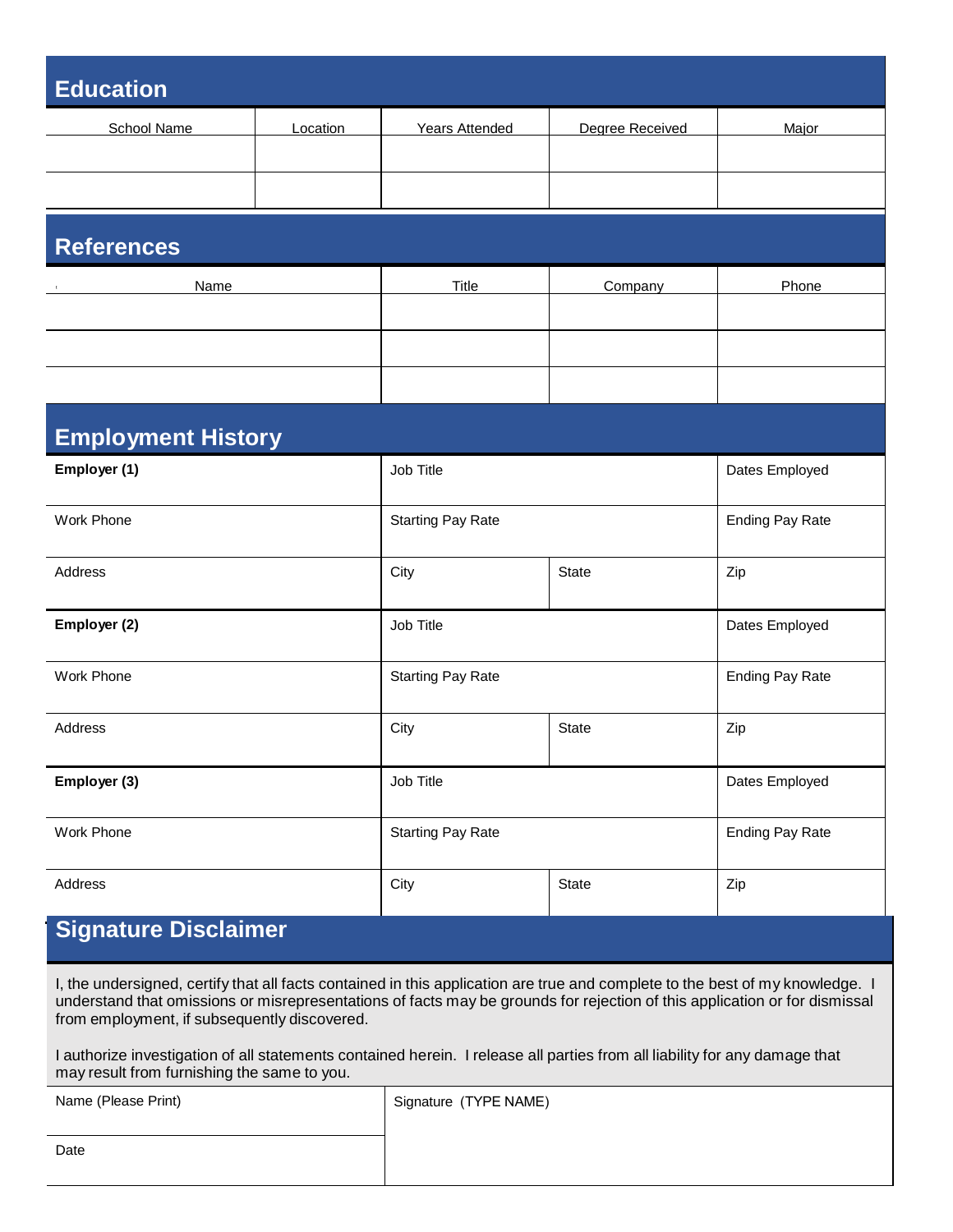## Education

| School Name | Location | Years Attended | Degree Received | Major |
|---|---|---|---|---|
| | | | | |
| | | | | |

## References

| Name | Title | Company | Phone |
|---|---|---|---|
| | | | |
| | | | |
| | | | |

## Employment History

| | | | |
|---|---|---|---|
| **Employer (1)** | Job Title | | Dates Employed |
| Work Phone | Starting Pay Rate | | Ending Pay Rate |
| Address | City | State | Zip |
| **Employer (2)** | Job Title | | Dates Employed |
| Work Phone | Starting Pay Rate | | Ending Pay Rate |
| Address | City | State | Zip |
| **Employer (3)** | Job Title | | Dates Employed |
| Work Phone | Starting Pay Rate | | Ending Pay Rate |
| Address | City | State | Zip |

## Signature Disclaimer

I, the undersigned, certify that all facts contained in this application are true and complete to the best of my knowledge. I understand that omissions or misrepresentations of facts may be grounds for rejection of this application or for dismissal from employment, if subsequently discovered.

I authorize investigation of all statements contained herein. I release all parties from all liability for any damage that may result from furnishing the same to you.

| | |
|---|---|
| Name (Please Print) | Signature (TYPE NAME) |
| Date | |